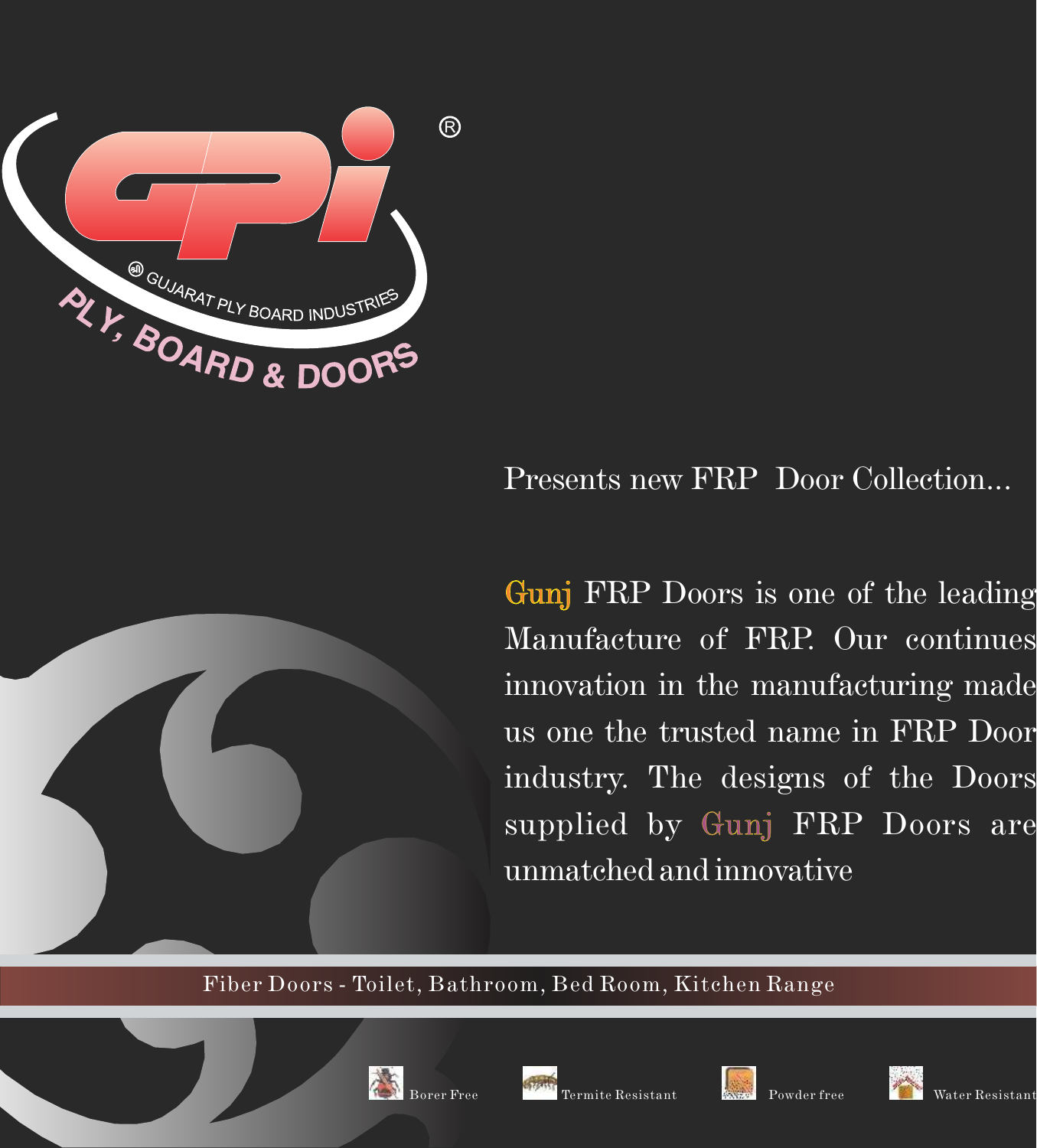GPi®

GUJARAT PLY BOARD INDUSTRIES

PLY, BOARD & DOORS

Presents new FRP Door Collection...

Gunj FRP Doors is one of the leading Manufacture of FRP. Our continues innovation in the manufacturing made us one the trusted name in FRP Door industry. The designs of the Doors supplied by Gunj FRP Doors are unmatched and innovative

Fiber Doors - Toilet, Bathroom, Bed Room, Kitchen Range

Borer Free

Termite Resistant

Powder free

Water Resistant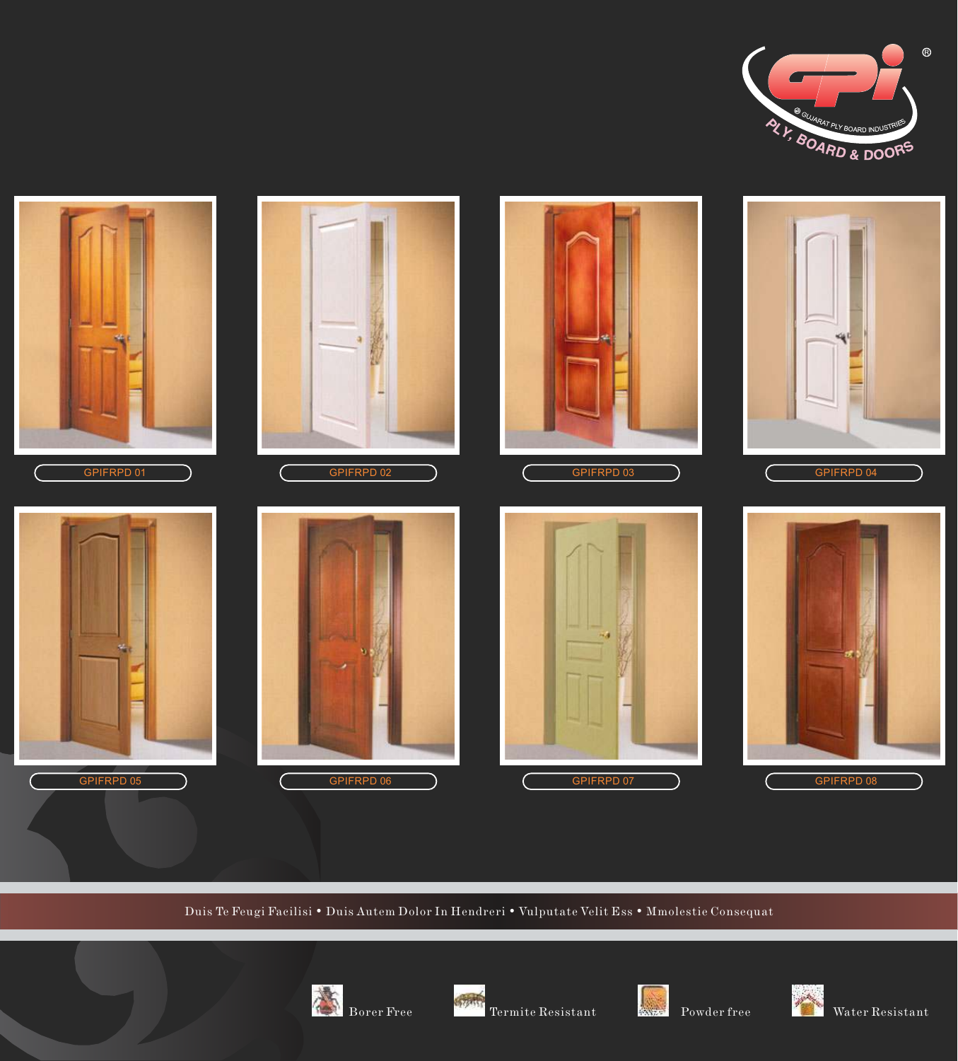GPi®
GUJARAT PLY BOARD INDUSTRIES
PLY, BOARD & DOORS

GPIFRPD 01

GPIFRPD 02

GPIFRPD 03

GPIFRPD 04

GPIFRPD 05

GPIFRPD 06

GPIFRPD 07

GPIFRPD 08

Duis Te Feugi Facilisi • Duis Autem Dolor In Hendreri • Vulputate Velit Ess • Mmolestie Consequat

Borer Free

Termite Resistant

Powder free

Water Resistant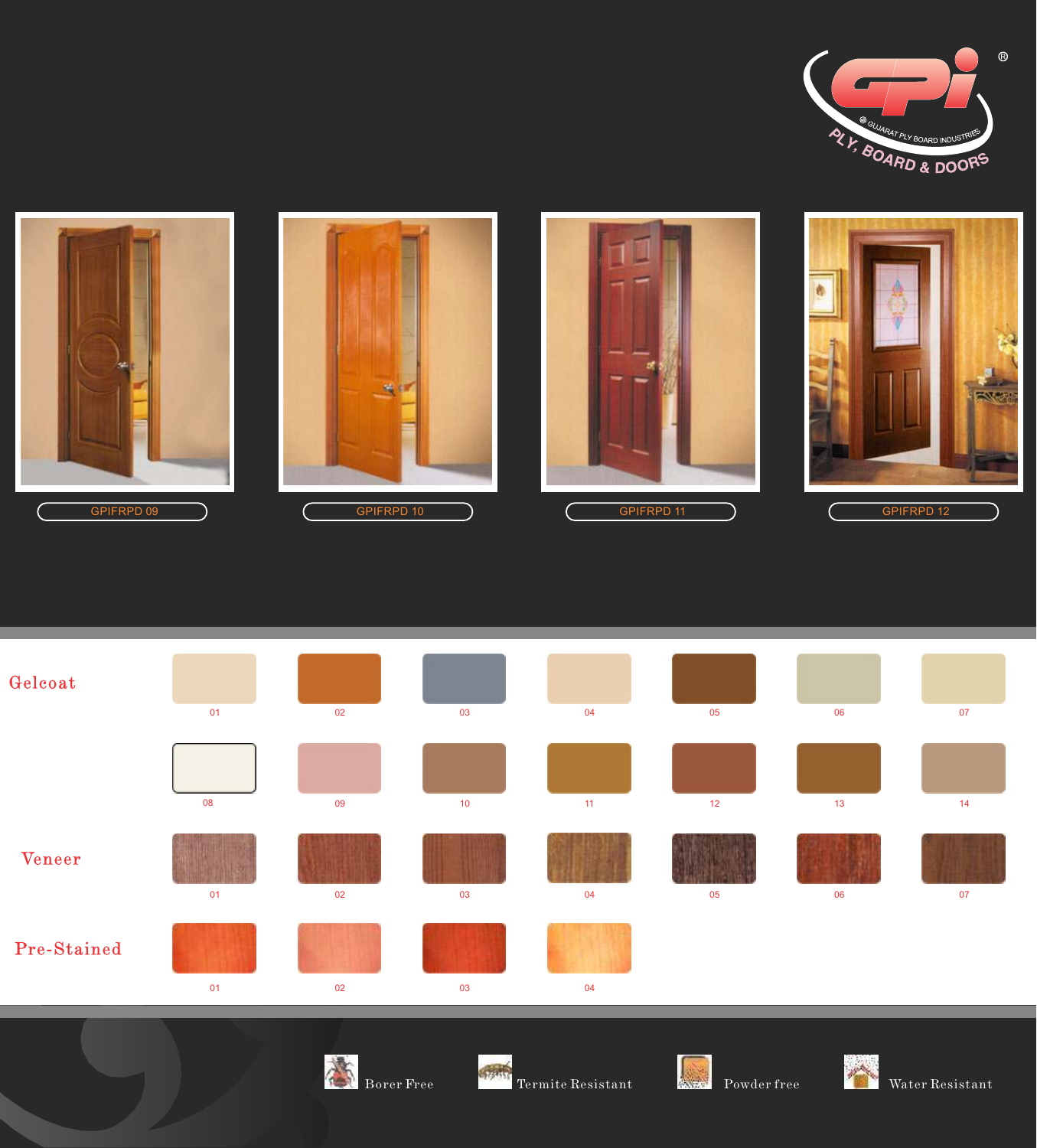GPi ®

GUJARAT PLY BOARD INDUSTRIES

PLY, BOARD & DOORS

GPIFRPD 09

GPIFRPD 10

GPIFRPD 11

GPIFRPD 12

## Gelcoat

01 02 03 04 05 06 07

08 09 10 11 12 13 14

## Veneer

01 02 03 04 05 06 07

## Pre-Stained

01 02 03 04

Borer Free

Termite Resistant

Powder free

Water Resistant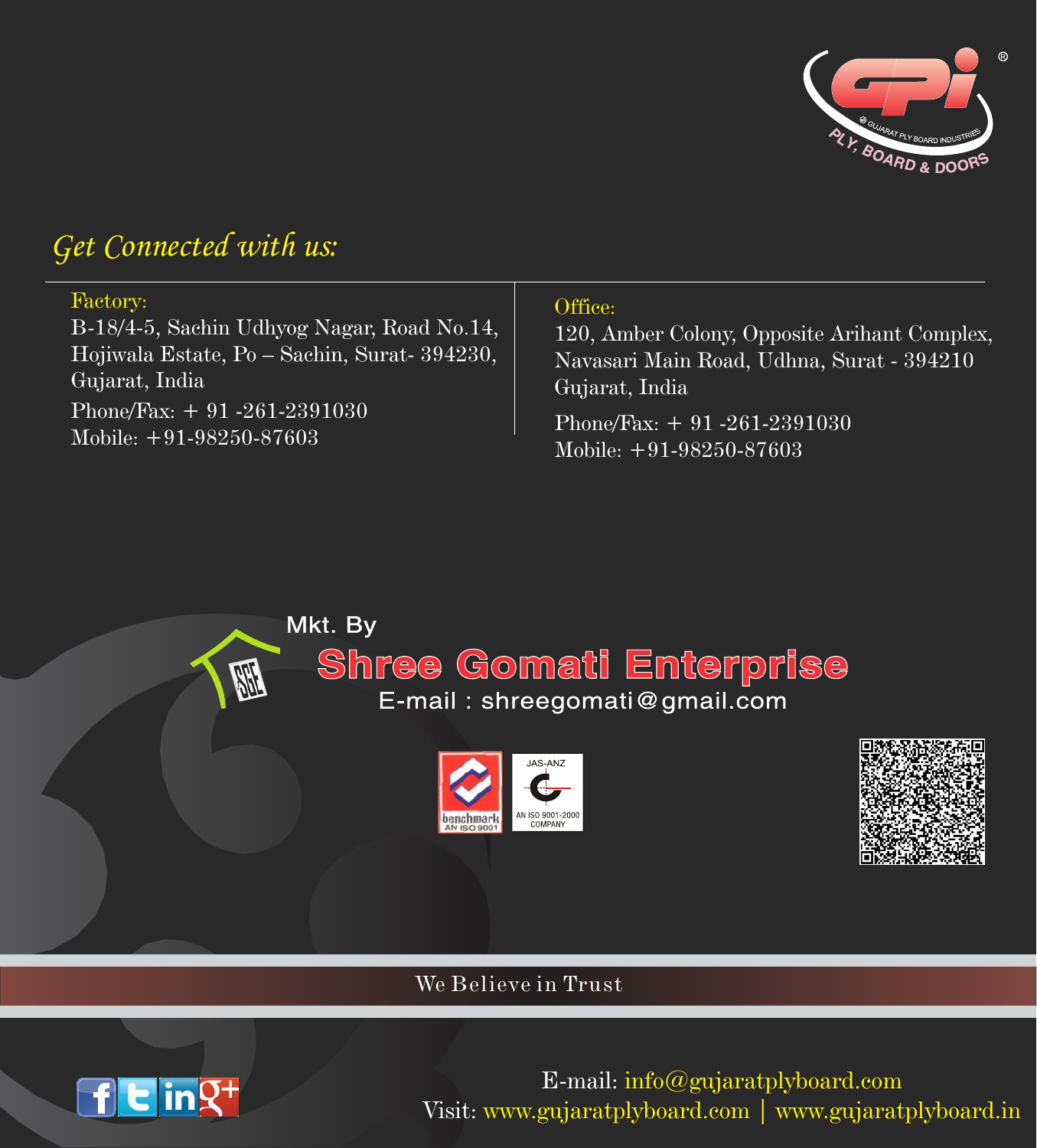GPI
GUJARAT PLY BOARD INDUSTRIES
PLY, BOARD & DOORS

## Get Connected with us:

**Factory:**
B-18/4-5, Sachin Udhyog Nagar, Road No.14,
Hojiwala Estate, Po – Sachin, Surat- 394230,
Gujarat, India
Phone/Fax: + 91 -261-2391030
Mobile: +91-98250-87603

**Office:**
120, Amber Colony, Opposite Arihant Complex,
Navasari Main Road, Udhna, Surat - 394210
Gujarat, India
Phone/Fax: + 91 -261-2391030
Mobile: +91-98250-87603

Mkt. By

**Shree Gomati Enterprise**

E-mail : shreegomati@gmail.com

benchmark AN ISO 9001

JAS-ANZ AN ISO 9001-2000 COMPANY

We Believe in Trust

E-mail: info@gujaratplyboard.com
Visit: www.gujaratplyboard.com | www.gujaratplyboard.in